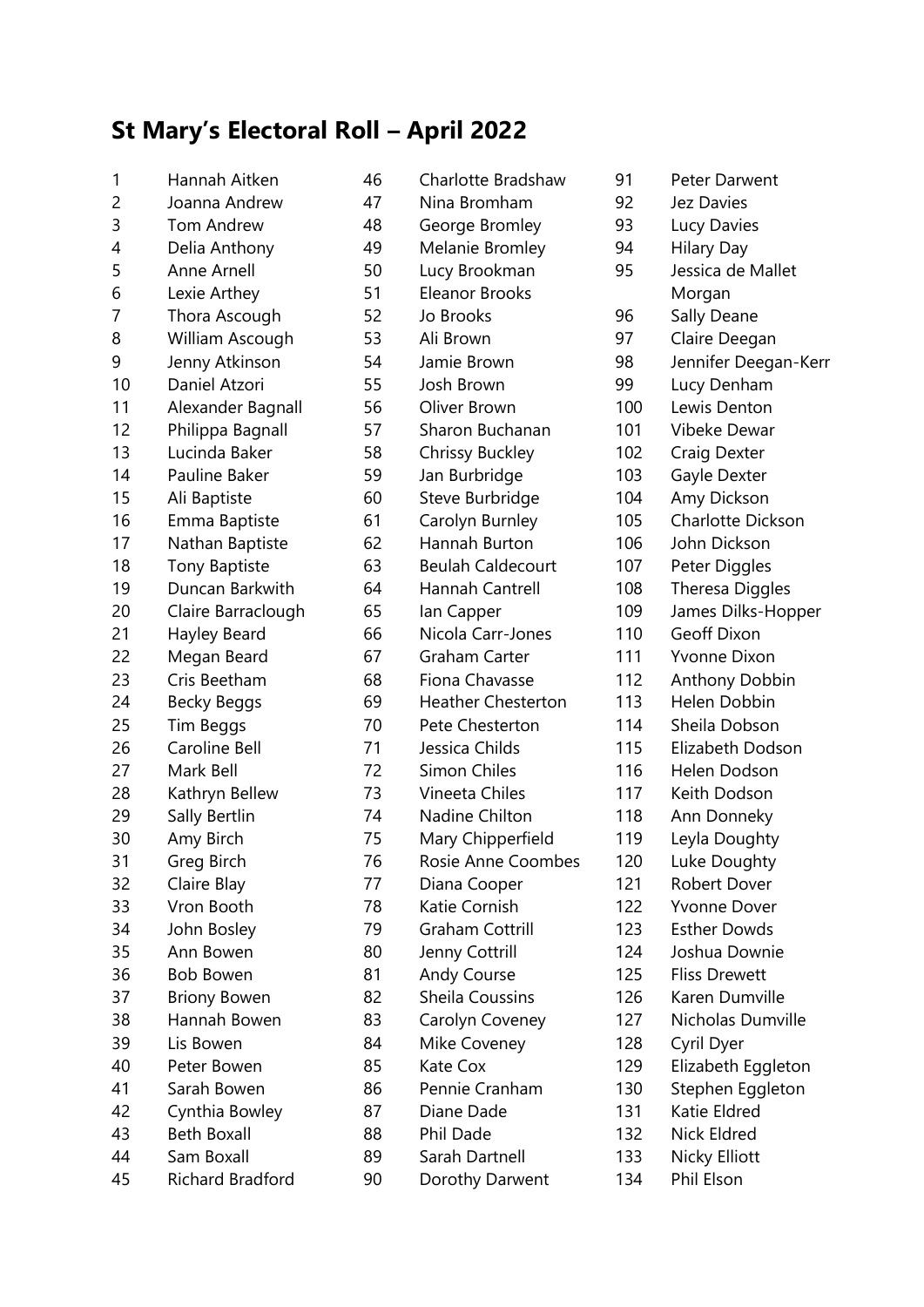## St Mary's Electoral Roll – April 2022

1 Hannah Aitken
2 Joanna Andrew
3 Tom Andrew
4 Delia Anthony
5 Anne Arnell
6 Lexie Arthey
7 Thora Ascough
8 William Ascough
9 Jenny Atkinson
10 Daniel Atzori
11 Alexander Bagnall
12 Philippa Bagnall
13 Lucinda Baker
14 Pauline Baker
15 Ali Baptiste
16 Emma Baptiste
17 Nathan Baptiste
18 Tony Baptiste
19 Duncan Barkwith
20 Claire Barraclough
21 Hayley Beard
22 Megan Beard
23 Cris Beetham
24 Becky Beggs
25 Tim Beggs
26 Caroline Bell
27 Mark Bell
28 Kathryn Bellew
29 Sally Bertlin
30 Amy Birch
31 Greg Birch
32 Claire Blay
33 Vron Booth
34 John Bosley
35 Ann Bowen
36 Bob Bowen
37 Briony Bowen
38 Hannah Bowen
39 Lis Bowen
40 Peter Bowen
41 Sarah Bowen
42 Cynthia Bowley
43 Beth Boxall
44 Sam Boxall
45 Richard Bradford
46 Charlotte Bradshaw
47 Nina Bromham
48 George Bromley
49 Melanie Bromley
50 Lucy Brookman
51 Eleanor Brooks
52 Jo Brooks
53 Ali Brown
54 Jamie Brown
55 Josh Brown
56 Oliver Brown
57 Sharon Buchanan
58 Chrissy Buckley
59 Jan Burbridge
60 Steve Burbridge
61 Carolyn Burnley
62 Hannah Burton
63 Beulah Caldecourt
64 Hannah Cantrell
65 Ian Capper
66 Nicola Carr-Jones
67 Graham Carter
68 Fiona Chavasse
69 Heather Chesterton
70 Pete Chesterton
71 Jessica Childs
72 Simon Chiles
73 Vineeta Chiles
74 Nadine Chilton
75 Mary Chipperfield
76 Rosie Anne Coombes
77 Diana Cooper
78 Katie Cornish
79 Graham Cottrill
80 Jenny Cottrill
81 Andy Course
82 Sheila Coussins
83 Carolyn Coveney
84 Mike Coveney
85 Kate Cox
86 Pennie Cranham
87 Diane Dade
88 Phil Dade
89 Sarah Dartnell
90 Dorothy Darwent
91 Peter Darwent
92 Jez Davies
93 Lucy Davies
94 Hilary Day
95 Jessica de Mallet Morgan
96 Sally Deane
97 Claire Deegan
98 Jennifer Deegan-Kerr
99 Lucy Denham
100 Lewis Denton
101 Vibeke Dewar
102 Craig Dexter
103 Gayle Dexter
104 Amy Dickson
105 Charlotte Dickson
106 John Dickson
107 Peter Diggles
108 Theresa Diggles
109 James Dilks-Hopper
110 Geoff Dixon
111 Yvonne Dixon
112 Anthony Dobbin
113 Helen Dobbin
114 Sheila Dobson
115 Elizabeth Dodson
116 Helen Dodson
117 Keith Dodson
118 Ann Donneky
119 Leyla Doughty
120 Luke Doughty
121 Robert Dover
122 Yvonne Dover
123 Esther Dowds
124 Joshua Downie
125 Fliss Drewett
126 Karen Dumville
127 Nicholas Dumville
128 Cyril Dyer
129 Elizabeth Eggleton
130 Stephen Eggleton
131 Katie Eldred
132 Nick Eldred
133 Nicky Elliott
134 Phil Elson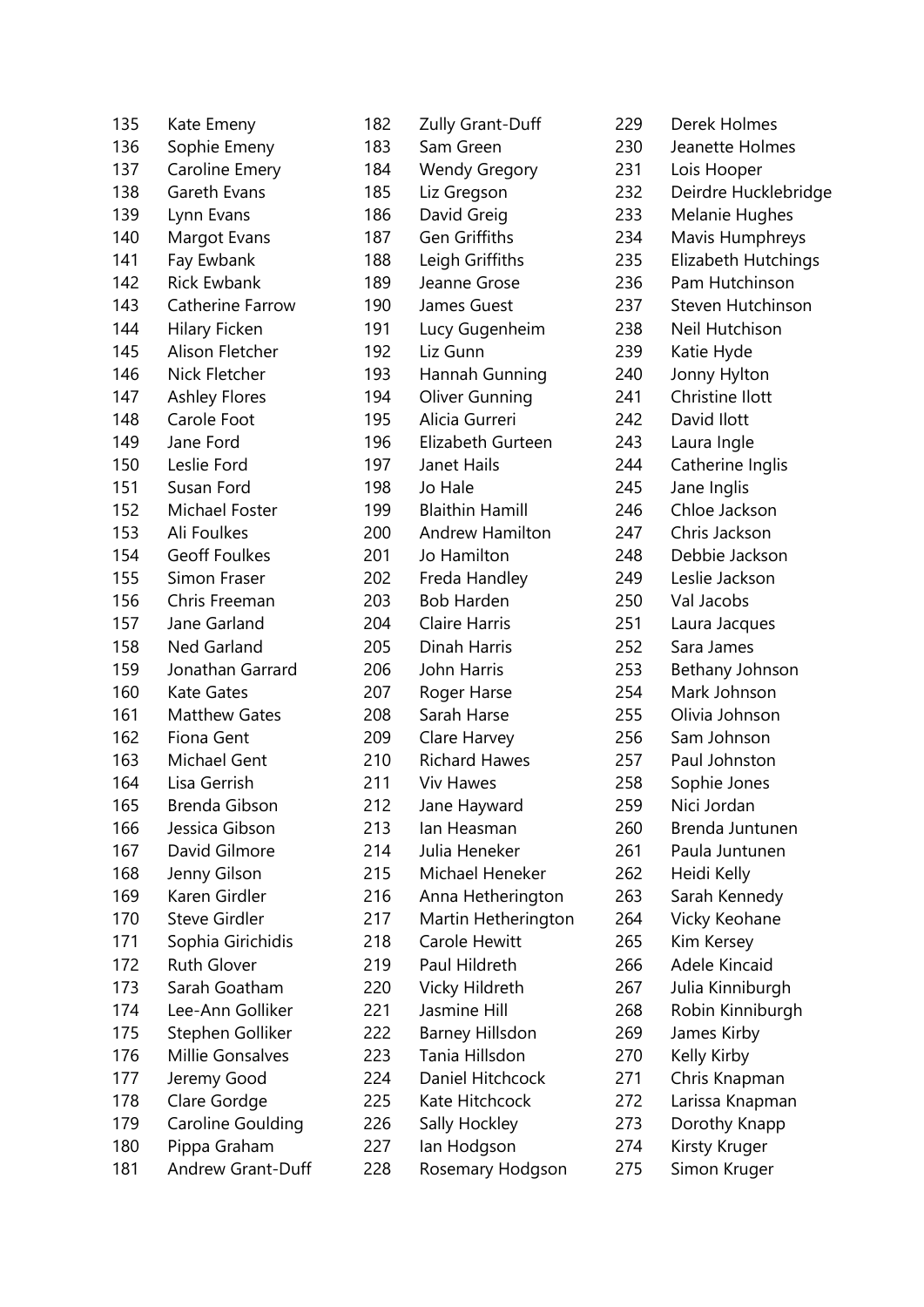| | |
|---|---|
| 135 | Kate Emeny |
| 136 | Sophie Emeny |
| 137 | Caroline Emery |
| 138 | Gareth Evans |
| 139 | Lynn Evans |
| 140 | Margot Evans |
| 141 | Fay Ewbank |
| 142 | Rick Ewbank |
| 143 | Catherine Farrow |
| 144 | Hilary Ficken |
| 145 | Alison Fletcher |
| 146 | Nick Fletcher |
| 147 | Ashley Flores |
| 148 | Carole Foot |
| 149 | Jane Ford |
| 150 | Leslie Ford |
| 151 | Susan Ford |
| 152 | Michael Foster |
| 153 | Ali Foulkes |
| 154 | Geoff Foulkes |
| 155 | Simon Fraser |
| 156 | Chris Freeman |
| 157 | Jane Garland |
| 158 | Ned Garland |
| 159 | Jonathan Garrard |
| 160 | Kate Gates |
| 161 | Matthew Gates |
| 162 | Fiona Gent |
| 163 | Michael Gent |
| 164 | Lisa Gerrish |
| 165 | Brenda Gibson |
| 166 | Jessica Gibson |
| 167 | David Gilmore |
| 168 | Jenny Gilson |
| 169 | Karen Girdler |
| 170 | Steve Girdler |
| 171 | Sophia Girichidis |
| 172 | Ruth Glover |
| 173 | Sarah Goatham |
| 174 | Lee-Ann Golliker |
| 175 | Stephen Golliker |
| 176 | Millie Gonsalves |
| 177 | Jeremy Good |
| 178 | Clare Gordge |
| 179 | Caroline Goulding |
| 180 | Pippa Graham |
| 181 | Andrew Grant-Duff |
| 182 | Zully Grant-Duff |
| 183 | Sam Green |
| 184 | Wendy Gregory |
| 185 | Liz Gregson |
| 186 | David Greig |
| 187 | Gen Griffiths |
| 188 | Leigh Griffiths |
| 189 | Jeanne Grose |
| 190 | James Guest |
| 191 | Lucy Gugenheim |
| 192 | Liz Gunn |
| 193 | Hannah Gunning |
| 194 | Oliver Gunning |
| 195 | Alicia Gurreri |
| 196 | Elizabeth Gurteen |
| 197 | Janet Hails |
| 198 | Jo Hale |
| 199 | Blaithin Hamill |
| 200 | Andrew Hamilton |
| 201 | Jo Hamilton |
| 202 | Freda Handley |
| 203 | Bob Harden |
| 204 | Claire Harris |
| 205 | Dinah Harris |
| 206 | John Harris |
| 207 | Roger Harse |
| 208 | Sarah Harse |
| 209 | Clare Harvey |
| 210 | Richard Hawes |
| 211 | Viv Hawes |
| 212 | Jane Hayward |
| 213 | Ian Heasman |
| 214 | Julia Heneker |
| 215 | Michael Heneker |
| 216 | Anna Hetherington |
| 217 | Martin Hetherington |
| 218 | Carole Hewitt |
| 219 | Paul Hildreth |
| 220 | Vicky Hildreth |
| 221 | Jasmine Hill |
| 222 | Barney Hillsdon |
| 223 | Tania Hillsdon |
| 224 | Daniel Hitchcock |
| 225 | Kate Hitchcock |
| 226 | Sally Hockley |
| 227 | Ian Hodgson |
| 228 | Rosemary Hodgson |
| 229 | Derek Holmes |
| 230 | Jeanette Holmes |
| 231 | Lois Hooper |
| 232 | Deirdre Hucklebridge |
| 233 | Melanie Hughes |
| 234 | Mavis Humphreys |
| 235 | Elizabeth Hutchings |
| 236 | Pam Hutchinson |
| 237 | Steven Hutchinson |
| 238 | Neil Hutchison |
| 239 | Katie Hyde |
| 240 | Jonny Hylton |
| 241 | Christine Ilott |
| 242 | David Ilott |
| 243 | Laura Ingle |
| 244 | Catherine Inglis |
| 245 | Jane Inglis |
| 246 | Chloe Jackson |
| 247 | Chris Jackson |
| 248 | Debbie Jackson |
| 249 | Leslie Jackson |
| 250 | Val Jacobs |
| 251 | Laura Jacques |
| 252 | Sara James |
| 253 | Bethany Johnson |
| 254 | Mark Johnson |
| 255 | Olivia Johnson |
| 256 | Sam Johnson |
| 257 | Paul Johnston |
| 258 | Sophie Jones |
| 259 | Nici Jordan |
| 260 | Brenda Juntunen |
| 261 | Paula Juntunen |
| 262 | Heidi Kelly |
| 263 | Sarah Kennedy |
| 264 | Vicky Keohane |
| 265 | Kim Kersey |
| 266 | Adele Kincaid |
| 267 | Julia Kinniburgh |
| 268 | Robin Kinniburgh |
| 269 | James Kirby |
| 270 | Kelly Kirby |
| 271 | Chris Knapman |
| 272 | Larissa Knapman |
| 273 | Dorothy Knapp |
| 274 | Kirsty Kruger |
| 275 | Simon Kruger |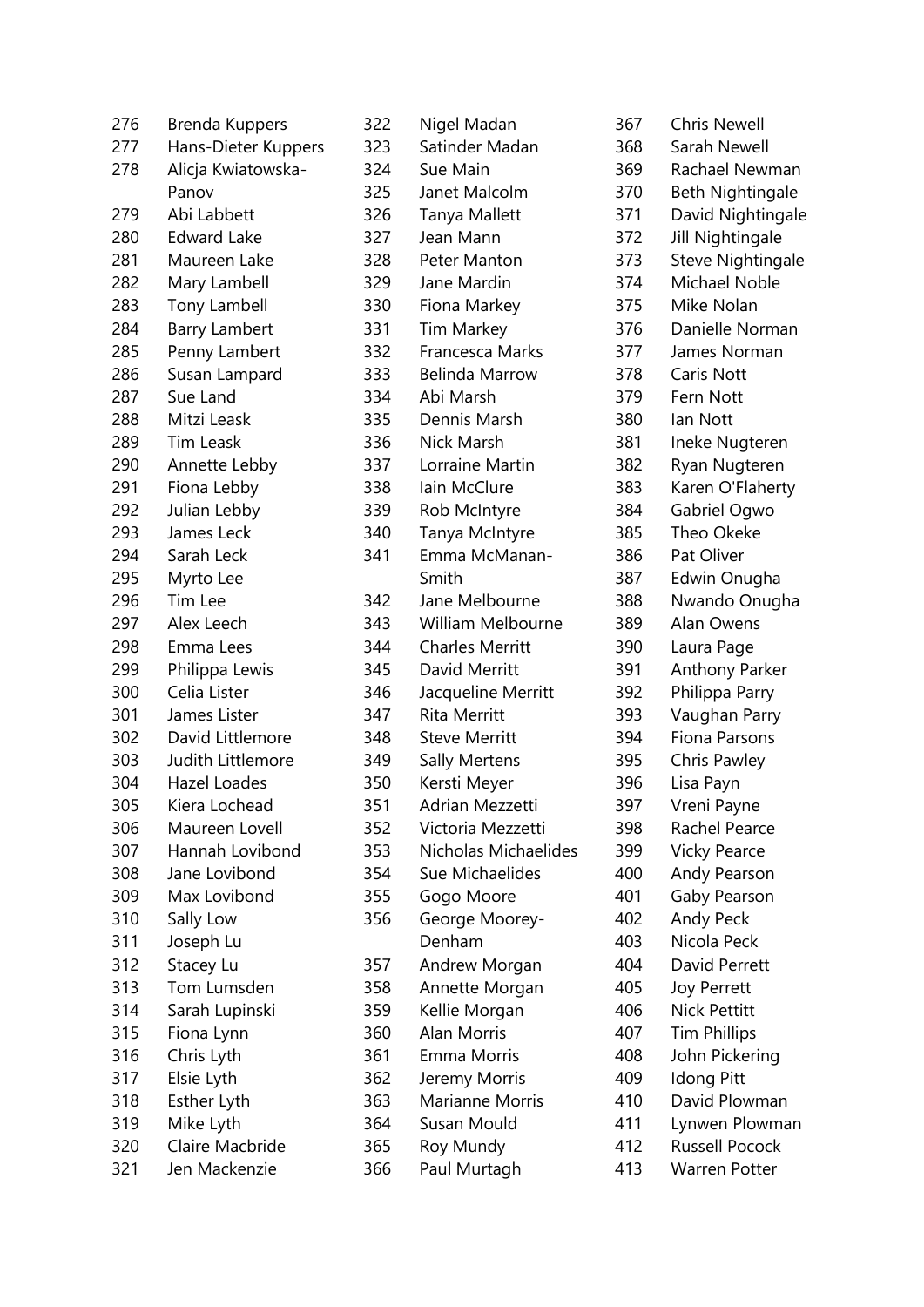276 Brenda Kuppers
277 Hans-Dieter Kuppers
278 Alicja Kwiatowska-Panov
279 Abi Labbett
280 Edward Lake
281 Maureen Lake
282 Mary Lambell
283 Tony Lambell
284 Barry Lambert
285 Penny Lambert
286 Susan Lampard
287 Sue Land
288 Mitzi Leask
289 Tim Leask
290 Annette Lebby
291 Fiona Lebby
292 Julian Lebby
293 James Leck
294 Sarah Leck
295 Myrto Lee
296 Tim Lee
297 Alex Leech
298 Emma Lees
299 Philippa Lewis
300 Celia Lister
301 James Lister
302 David Littlemore
303 Judith Littlemore
304 Hazel Loades
305 Kiera Lochead
306 Maureen Lovell
307 Hannah Lovibond
308 Jane Lovibond
309 Max Lovibond
310 Sally Low
311 Joseph Lu
312 Stacey Lu
313 Tom Lumsden
314 Sarah Lupinski
315 Fiona Lynn
316 Chris Lyth
317 Elsie Lyth
318 Esther Lyth
319 Mike Lyth
320 Claire Macbride
321 Jen Mackenzie
322 Nigel Madan
323 Satinder Madan
324 Sue Main
325 Janet Malcolm
326 Tanya Mallett
327 Jean Mann
328 Peter Manton
329 Jane Mardin
330 Fiona Markey
331 Tim Markey
332 Francesca Marks
333 Belinda Marrow
334 Abi Marsh
335 Dennis Marsh
336 Nick Marsh
337 Lorraine Martin
338 Iain McClure
339 Rob McIntyre
340 Tanya McIntyre
341 Emma McManan-Smith
342 Jane Melbourne
343 William Melbourne
344 Charles Merritt
345 David Merritt
346 Jacqueline Merritt
347 Rita Merritt
348 Steve Merritt
349 Sally Mertens
350 Kersti Meyer
351 Adrian Mezzetti
352 Victoria Mezzetti
353 Nicholas Michaelides
354 Sue Michaelides
355 Gogo Moore
356 George Moorey-Denham
357 Andrew Morgan
358 Annette Morgan
359 Kellie Morgan
360 Alan Morris
361 Emma Morris
362 Jeremy Morris
363 Marianne Morris
364 Susan Mould
365 Roy Mundy
366 Paul Murtagh
367 Chris Newell
368 Sarah Newell
369 Rachael Newman
370 Beth Nightingale
371 David Nightingale
372 Jill Nightingale
373 Steve Nightingale
374 Michael Noble
375 Mike Nolan
376 Danielle Norman
377 James Norman
378 Caris Nott
379 Fern Nott
380 Ian Nott
381 Ineke Nugteren
382 Ryan Nugteren
383 Karen O'Flaherty
384 Gabriel Ogwo
385 Theo Okeke
386 Pat Oliver
387 Edwin Onugha
388 Nwando Onugha
389 Alan Owens
390 Laura Page
391 Anthony Parker
392 Philippa Parry
393 Vaughan Parry
394 Fiona Parsons
395 Chris Pawley
396 Lisa Payn
397 Vreni Payne
398 Rachel Pearce
399 Vicky Pearce
400 Andy Pearson
401 Gaby Pearson
402 Andy Peck
403 Nicola Peck
404 David Perrett
405 Joy Perrett
406 Nick Pettitt
407 Tim Phillips
408 John Pickering
409 Idong Pitt
410 David Plowman
411 Lynwen Plowman
412 Russell Pocock
413 Warren Potter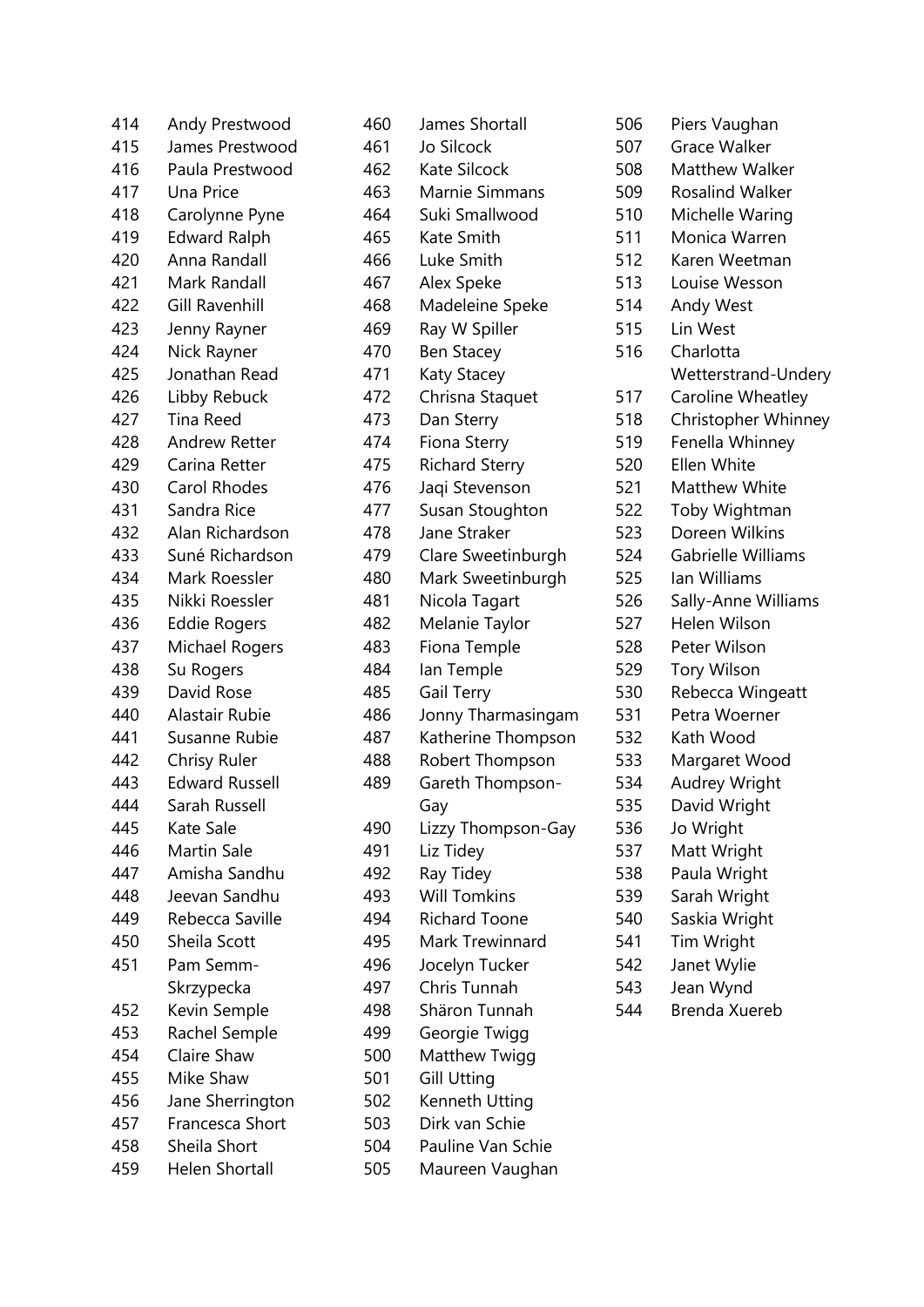| | |
|---|---|
| 414 | Andy Prestwood |
| 415 | James Prestwood |
| 416 | Paula Prestwood |
| 417 | Una Price |
| 418 | Carolynne Pyne |
| 419 | Edward Ralph |
| 420 | Anna Randall |
| 421 | Mark Randall |
| 422 | Gill Ravenhill |
| 423 | Jenny Rayner |
| 424 | Nick Rayner |
| 425 | Jonathan Read |
| 426 | Libby Rebuck |
| 427 | Tina Reed |
| 428 | Andrew Retter |
| 429 | Carina Retter |
| 430 | Carol Rhodes |
| 431 | Sandra Rice |
| 432 | Alan Richardson |
| 433 | Suné Richardson |
| 434 | Mark Roessler |
| 435 | Nikki Roessler |
| 436 | Eddie Rogers |
| 437 | Michael Rogers |
| 438 | Su Rogers |
| 439 | David Rose |
| 440 | Alastair Rubie |
| 441 | Susanne Rubie |
| 442 | Chrisy Ruler |
| 443 | Edward Russell |
| 444 | Sarah Russell |
| 445 | Kate Sale |
| 446 | Martin Sale |
| 447 | Amisha Sandhu |
| 448 | Jeevan Sandhu |
| 449 | Rebecca Saville |
| 450 | Sheila Scott |
| 451 | Pam Semm-Skrzypecka |
| 452 | Kevin Semple |
| 453 | Rachel Semple |
| 454 | Claire Shaw |
| 455 | Mike Shaw |
| 456 | Jane Sherrington |
| 457 | Francesca Short |
| 458 | Sheila Short |
| 459 | Helen Shortall |
| 460 | James Shortall |
| 461 | Jo Silcock |
| 462 | Kate Silcock |
| 463 | Marnie Simmans |
| 464 | Suki Smallwood |
| 465 | Kate Smith |
| 466 | Luke Smith |
| 467 | Alex Speke |
| 468 | Madeleine Speke |
| 469 | Ray W Spiller |
| 470 | Ben Stacey |
| 471 | Katy Stacey |
| 472 | Chrisna Staquet |
| 473 | Dan Sterry |
| 474 | Fiona Sterry |
| 475 | Richard Sterry |
| 476 | Jaqi Stevenson |
| 477 | Susan Stoughton |
| 478 | Jane Straker |
| 479 | Clare Sweetinburgh |
| 480 | Mark Sweetinburgh |
| 481 | Nicola Tagart |
| 482 | Melanie Taylor |
| 483 | Fiona Temple |
| 484 | Ian Temple |
| 485 | Gail Terry |
| 486 | Jonny Tharmasingam |
| 487 | Katherine Thompson |
| 488 | Robert Thompson |
| 489 | Gareth Thompson-Gay |
| 490 | Lizzy Thompson-Gay |
| 491 | Liz Tidey |
| 492 | Ray Tidey |
| 493 | Will Tomkins |
| 494 | Richard Toone |
| 495 | Mark Trewinnard |
| 496 | Jocelyn Tucker |
| 497 | Chris Tunnah |
| 498 | Shäron Tunnah |
| 499 | Georgie Twigg |
| 500 | Matthew Twigg |
| 501 | Gill Utting |
| 502 | Kenneth Utting |
| 503 | Dirk van Schie |
| 504 | Pauline Van Schie |
| 505 | Maureen Vaughan |
| 506 | Piers Vaughan |
| 507 | Grace Walker |
| 508 | Matthew Walker |
| 509 | Rosalind Walker |
| 510 | Michelle Waring |
| 511 | Monica Warren |
| 512 | Karen Weetman |
| 513 | Louise Wesson |
| 514 | Andy West |
| 515 | Lin West |
| 516 | Charlotta Wetterstrand-Undery |
| 517 | Caroline Wheatley |
| 518 | Christopher Whinney |
| 519 | Fenella Whinney |
| 520 | Ellen White |
| 521 | Matthew White |
| 522 | Toby Wightman |
| 523 | Doreen Wilkins |
| 524 | Gabrielle Williams |
| 525 | Ian Williams |
| 526 | Sally-Anne Williams |
| 527 | Helen Wilson |
| 528 | Peter Wilson |
| 529 | Tory Wilson |
| 530 | Rebecca Wingeatt |
| 531 | Petra Woerner |
| 532 | Kath Wood |
| 533 | Margaret Wood |
| 534 | Audrey Wright |
| 535 | David Wright |
| 536 | Jo Wright |
| 537 | Matt Wright |
| 538 | Paula Wright |
| 539 | Sarah Wright |
| 540 | Saskia Wright |
| 541 | Tim Wright |
| 542 | Janet Wylie |
| 543 | Jean Wynd |
| 544 | Brenda Xuereb |